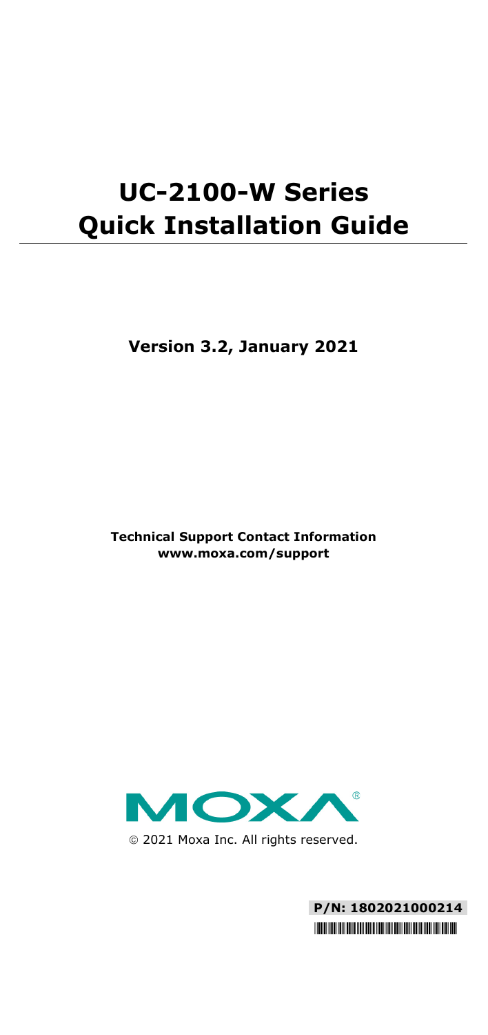# UC-2100-W Series Quick Installation Guide

**Version 3.2, January 2021**

**Technical Support Contact Information**
**www.moxa.com/support**

© 2021 Moxa Inc. All rights reserved.

**P/N: 1802021000214**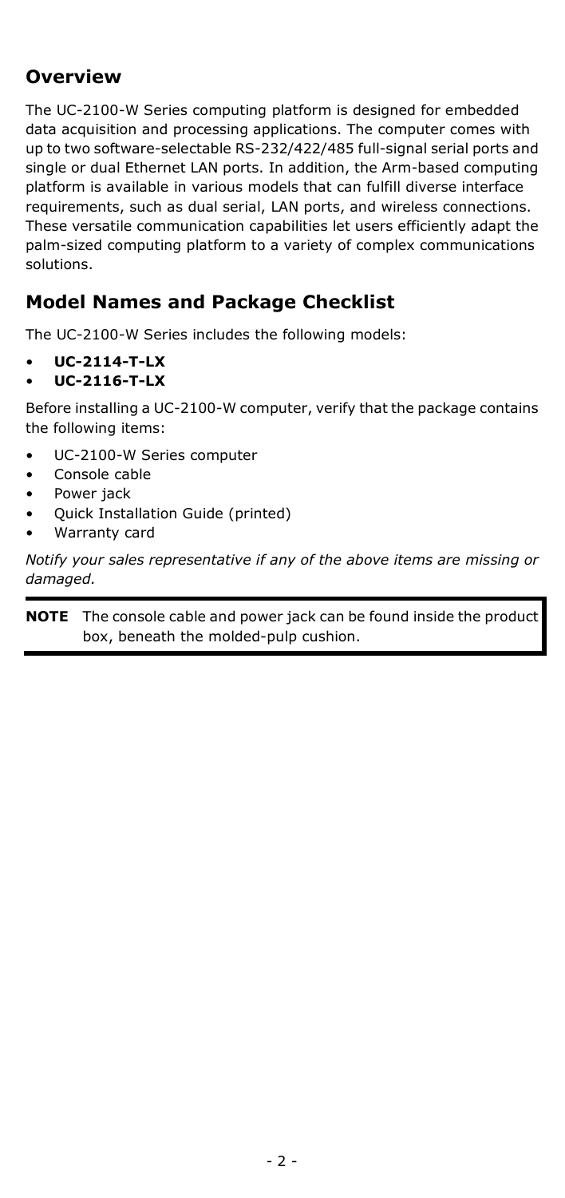## Overview

The UC-2100-W Series computing platform is designed for embedded data acquisition and processing applications. The computer comes with up to two software-selectable RS-232/422/485 full-signal serial ports and single or dual Ethernet LAN ports. In addition, the Arm-based computing platform is available in various models that can fulfill diverse interface requirements, such as dual serial, LAN ports, and wireless connections. These versatile communication capabilities let users efficiently adapt the palm-sized computing platform to a variety of complex communications solutions.

## Model Names and Package Checklist

The UC-2100-W Series includes the following models:

- **UC-2114-T-LX**
- **UC-2116-T-LX**

Before installing a UC-2100-W computer, verify that the package contains the following items:

- UC-2100-W Series computer
- Console cable
- Power jack
- Quick Installation Guide (printed)
- Warranty card

*Notify your sales representative if any of the above items are missing or damaged.*

**NOTE** The console cable and power jack can be found inside the product box, beneath the molded-pulp cushion.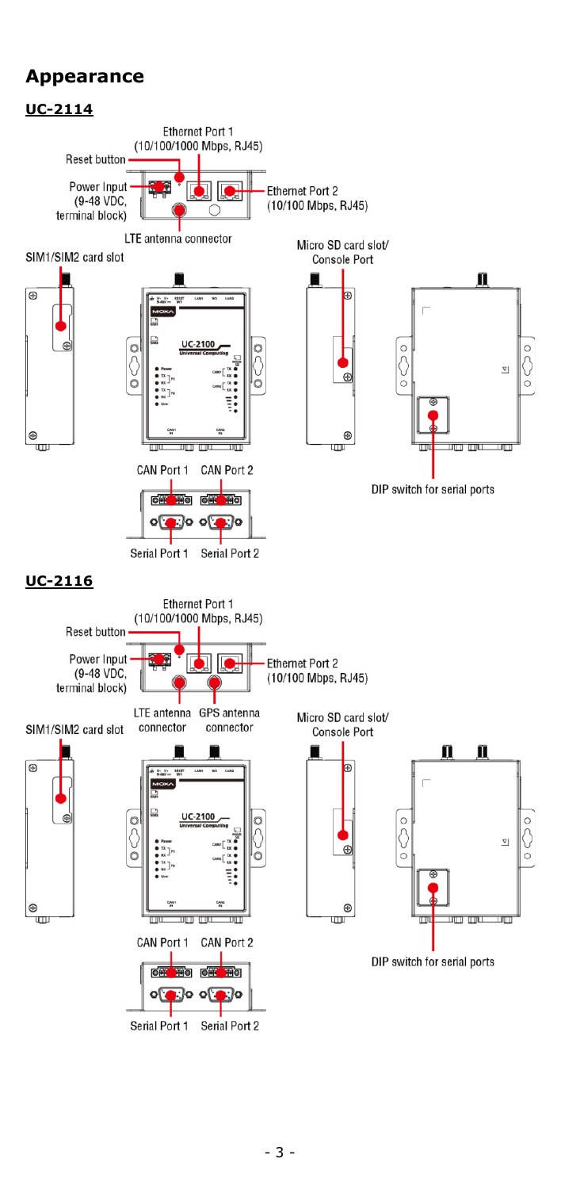## Appearance

### UC-2114

Ethernet Port 1 (10/100/1000 Mbps, RJ45)

Reset button

Power Input (9-48 VDC, terminal block)

Ethernet Port 2 (10/100 Mbps, RJ45)

LTE antenna connector

SIM1/SIM2 card slot

Micro SD card slot/ Console Port

CAN Port 1 CAN Port 2

DIP switch for serial ports

Serial Port 1 Serial Port 2

### UC-2116

Ethernet Port 1 (10/100/1000 Mbps, RJ45)

Reset button

Power Input (9-48 VDC, terminal block)

Ethernet Port 2 (10/100 Mbps, RJ45)

LTE antenna connector GPS antenna connector

SIM1/SIM2 card slot

Micro SD card slot/ Console Port

CAN Port 1 CAN Port 2

DIP switch for serial ports

Serial Port 1 Serial Port 2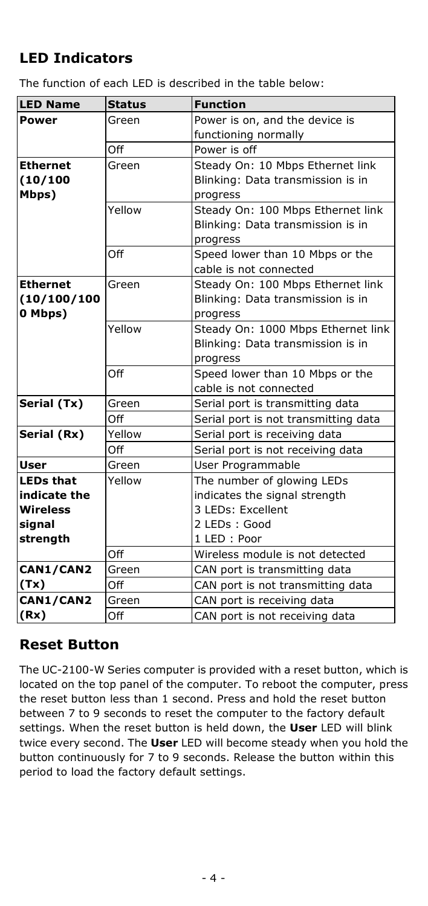## LED Indicators

The function of each LED is described in the table below:

| LED Name | Status | Function |
|---|---|---|
| **Power** | Green | Power is on, and the device is functioning normally |
| | Off | Power is off |
| **Ethernet (10/100 Mbps)** | Green | Steady On: 10 Mbps Ethernet link<br>Blinking: Data transmission is in progress |
| | Yellow | Steady On: 100 Mbps Ethernet link<br>Blinking: Data transmission is in progress |
| | Off | Speed lower than 10 Mbps or the cable is not connected |
| **Ethernet (10/100/1000 Mbps)** | Green | Steady On: 100 Mbps Ethernet link<br>Blinking: Data transmission is in progress |
| | Yellow | Steady On: 1000 Mbps Ethernet link<br>Blinking: Data transmission is in progress |
| | Off | Speed lower than 10 Mbps or the cable is not connected |
| **Serial (Tx)** | Green | Serial port is transmitting data |
| | Off | Serial port is not transmitting data |
| **Serial (Rx)** | Yellow | Serial port is receiving data |
| | Off | Serial port is not receiving data |
| **User** | Green | User Programmable |
| **LEDs that indicate the Wireless signal strength** | Yellow | The number of glowing LEDs indicates the signal strength<br>3 LEDs: Excellent<br>2 LEDs : Good<br>1 LED : Poor |
| | Off | Wireless module is not detected |
| **CAN1/CAN2 (Tx)** | Green | CAN port is transmitting data |
| | Off | CAN port is not transmitting data |
| **CAN1/CAN2 (Rx)** | Green | CAN port is receiving data |
| | Off | CAN port is not receiving data |

## Reset Button

The UC-2100-W Series computer is provided with a reset button, which is located on the top panel of the computer. To reboot the computer, press the reset button less than 1 second. Press and hold the reset button between 7 to 9 seconds to reset the computer to the factory default settings. When the reset button is held down, the **User** LED will blink twice every second. The **User** LED will become steady when you hold the button continuously for 7 to 9 seconds. Release the button within this period to load the factory default settings.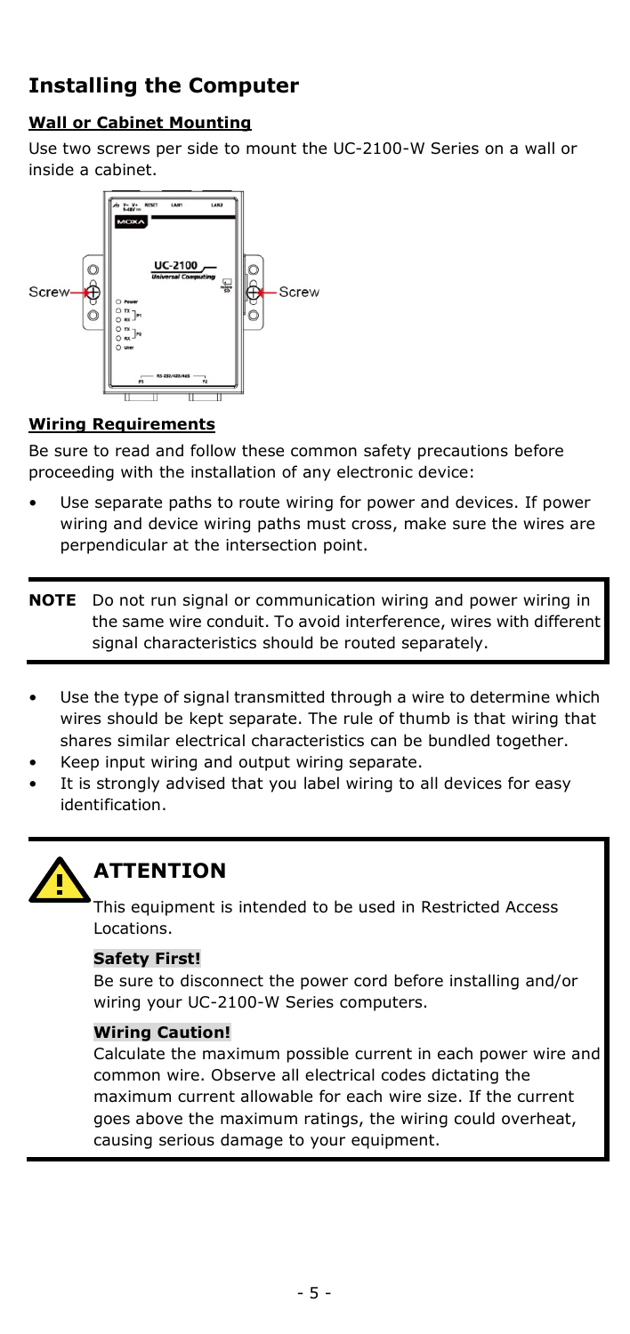## Installing the Computer

**Wall or Cabinet Mounting**

Use two screws per side to mount the UC-2100-W Series on a wall or inside a cabinet.

**Wiring Requirements**

Be sure to read and follow these common safety precautions before proceeding with the installation of any electronic device:

- Use separate paths to route wiring for power and devices. If power wiring and device wiring paths must cross, make sure the wires are perpendicular at the intersection point.

> **NOTE** Do not run signal or communication wiring and power wiring in the same wire conduit. To avoid interference, wires with different signal characteristics should be routed separately.

- Use the type of signal transmitted through a wire to determine which wires should be kept separate. The rule of thumb is that wiring that shares similar electrical characteristics can be bundled together.
- Keep input wiring and output wiring separate.
- It is strongly advised that you label wiring to all devices for easy identification.

> **ATTENTION**
>
> This equipment is intended to be used in Restricted Access Locations.
>
> **Safety First!**
>
> Be sure to disconnect the power cord before installing and/or wiring your UC-2100-W Series computers.
>
> **Wiring Caution!**
>
> Calculate the maximum possible current in each power wire and common wire. Observe all electrical codes dictating the maximum current allowable for each wire size. If the current goes above the maximum ratings, the wiring could overheat, causing serious damage to your equipment.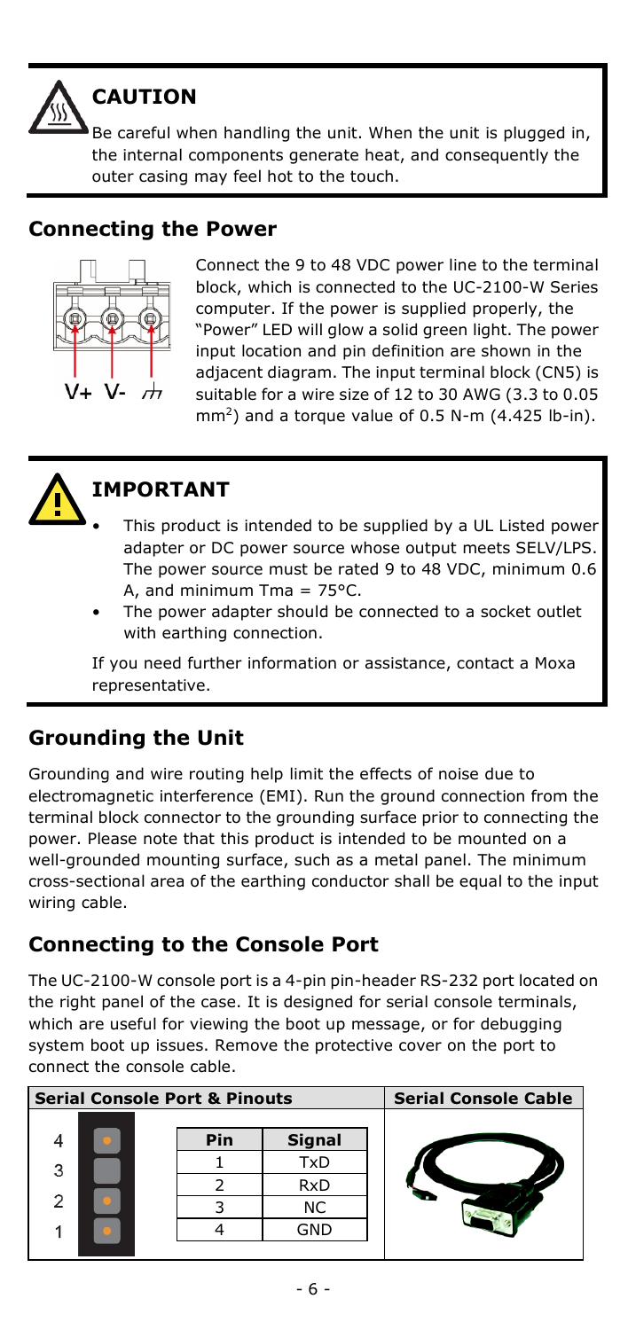**CAUTION**

Be careful when handling the unit. When the unit is plugged in, the internal components generate heat, and consequently the outer casing may feel hot to the touch.

## Connecting the Power

V+ V- ⏚

Connect the 9 to 48 VDC power line to the terminal block, which is connected to the UC-2100-W Series computer. If the power is supplied properly, the "Power" LED will glow a solid green light. The power input location and pin definition are shown in the adjacent diagram. The input terminal block (CN5) is suitable for a wire size of 12 to 30 AWG (3.3 to 0.05 $mm^2$) and a torque value of 0.5 N-m (4.425 lb-in).

**IMPORTANT**

- This product is intended to be supplied by a UL Listed power adapter or DC power source whose output meets SELV/LPS. The power source must be rated 9 to 48 VDC, minimum 0.6 A, and minimum Tma = 75°C.
- The power adapter should be connected to a socket outlet with earthing connection.

If you need further information or assistance, contact a Moxa representative.

## Grounding the Unit

Grounding and wire routing help limit the effects of noise due to electromagnetic interference (EMI). Run the ground connection from the terminal block connector to the grounding surface prior to connecting the power. Please note that this product is intended to be mounted on a well-grounded mounting surface, such as a metal panel. The minimum cross-sectional area of the earthing conductor shall be equal to the input wiring cable.

## Connecting to the Console Port

The UC-2100-W console port is a 4-pin pin-header RS-232 port located on the right panel of the case. It is designed for serial console terminals, which are useful for viewing the boot up message, or for debugging system boot up issues. Remove the protective cover on the port to connect the console cable.

**Serial Console Port & Pinouts** | **Serial Console Cable**

| Pin | Signal |
|---|---|
| 1 | TxD |
| 2 | RxD |
| 3 | NC |
| 4 | GND |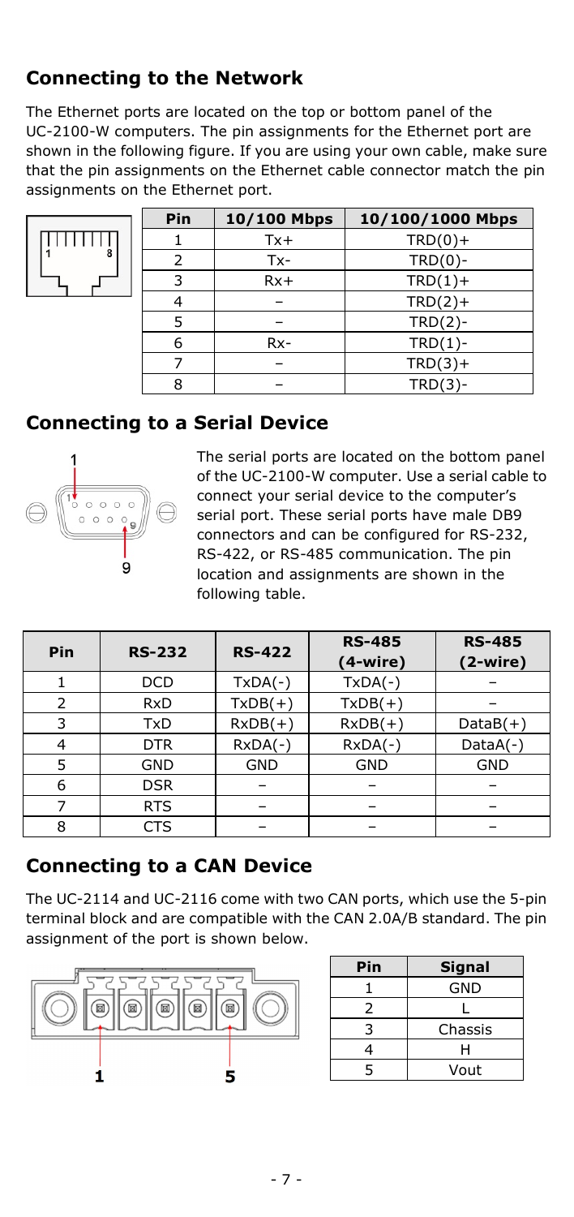## Connecting to the Network

The Ethernet ports are located on the top or bottom panel of the UC-2100-W computers. The pin assignments for the Ethernet port are shown in the following figure. If you are using your own cable, make sure that the pin assignments on the Ethernet cable connector match the pin assignments on the Ethernet port.

| Pin | 10/100 Mbps | 10/100/1000 Mbps |
|---|---|---|
| 1 | Tx+ | TRD(0)+ |
| 2 | Tx- | TRD(0)- |
| 3 | Rx+ | TRD(1)+ |
| 4 | – | TRD(2)+ |
| 5 | – | TRD(2)- |
| 6 | Rx- | TRD(1)- |
| 7 | – | TRD(3)+ |
| 8 | – | TRD(3)- |

## Connecting to a Serial Device

The serial ports are located on the bottom panel of the UC-2100-W computer. Use a serial cable to connect your serial device to the computer's serial port. These serial ports have male DB9 connectors and can be configured for RS-232, RS-422, or RS-485 communication. The pin location and assignments are shown in the following table.

| Pin | RS-232 | RS-422 | RS-485 (4-wire) | RS-485 (2-wire) |
|---|---|---|---|---|
| 1 | DCD | TxDA(-) | TxDA(-) | – |
| 2 | RxD | TxDB(+) | TxDB(+) | – |
| 3 | TxD | RxDB(+) | RxDB(+) | DataB(+) |
| 4 | DTR | RxDA(-) | RxDA(-) | DataA(-) |
| 5 | GND | GND | GND | GND |
| 6 | DSR | – | – | – |
| 7 | RTS | – | – | – |
| 8 | CTS | – | – | – |

## Connecting to a CAN Device

The UC-2114 and UC-2116 come with two CAN ports, which use the 5-pin terminal block and are compatible with the CAN 2.0A/B standard. The pin assignment of the port is shown below.

| Pin | Signal |
|---|---|
| 1 | GND |
| 2 | L |
| 3 | Chassis |
| 4 | H |
| 5 | Vout |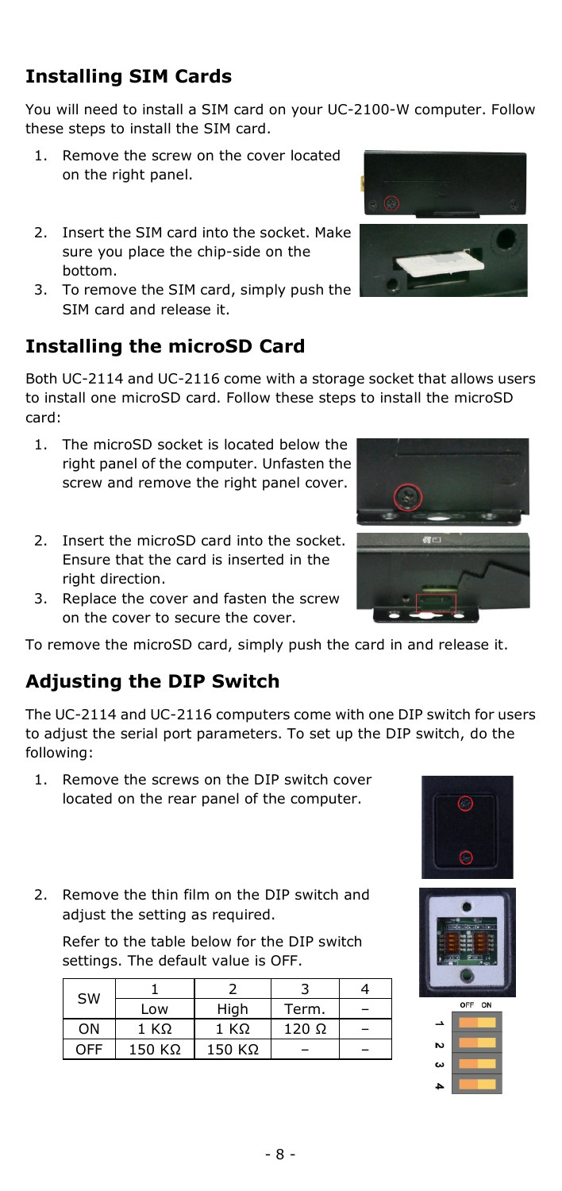## Installing SIM Cards

You will need to install a SIM card on your UC-2100-W computer. Follow these steps to install the SIM card.

1. Remove the screw on the cover located on the right panel.
2. Insert the SIM card into the socket. Make sure you place the chip-side on the bottom.
3. To remove the SIM card, simply push the SIM card and release it.

## Installing the microSD Card

Both UC-2114 and UC-2116 come with a storage socket that allows users to install one microSD card. Follow these steps to install the microSD card:

1. The microSD socket is located below the right panel of the computer. Unfasten the screw and remove the right panel cover.
2. Insert the microSD card into the socket. Ensure that the card is inserted in the right direction.
3. Replace the cover and fasten the screw on the cover to secure the cover.

To remove the microSD card, simply push the card in and release it.

## Adjusting the DIP Switch

The UC-2114 and UC-2116 computers come with one DIP switch for users to adjust the serial port parameters. To set up the DIP switch, do the following:

1. Remove the screws on the DIP switch cover located on the rear panel of the computer.
2. Remove the thin film on the DIP switch and adjust the setting as required.

   Refer to the table below for the DIP switch settings. The default value is OFF.

| SW | 1 | 2 | 3 | 4 |
|---|---|---|---|---|
| | Low | High | Term. | – |
| ON | 1 KΩ | 1 KΩ | 120 Ω | – |
| OFF | 150 KΩ | 150 KΩ | – | – |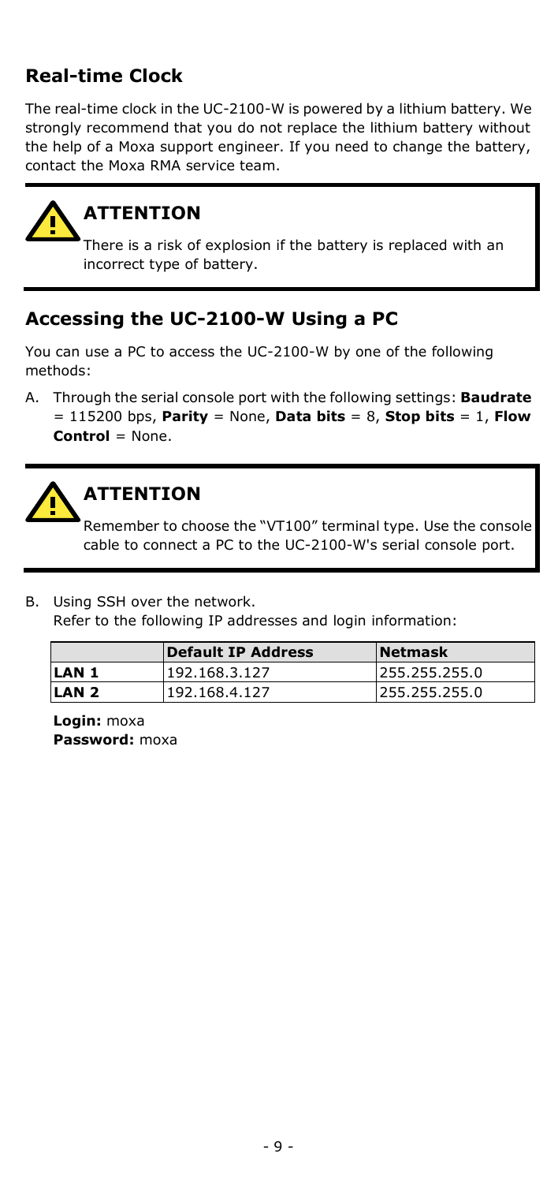## Real-time Clock

The real-time clock in the UC-2100-W is powered by a lithium battery. We strongly recommend that you do not replace the lithium battery without the help of a Moxa support engineer. If you need to change the battery, contact the Moxa RMA service team.

> **ATTENTION**
>
> There is a risk of explosion if the battery is replaced with an incorrect type of battery.

## Accessing the UC-2100-W Using a PC

You can use a PC to access the UC-2100-W by one of the following methods:

A. Through the serial console port with the following settings: **Baudrate** = 115200 bps, **Parity** = None, **Data bits** = 8, **Stop bits** = 1, **Flow Control** = None.

> **ATTENTION**
>
> Remember to choose the "VT100" terminal type. Use the console cable to connect a PC to the UC-2100-W's serial console port.

B. Using SSH over the network.
Refer to the following IP addresses and login information:

| | **Default IP Address** | **Netmask** |
|---|---|---|
| **LAN 1** | 192.168.3.127 | 255.255.255.0 |
| **LAN 2** | 192.168.4.127 | 255.255.255.0 |

**Login:** moxa
**Password:** moxa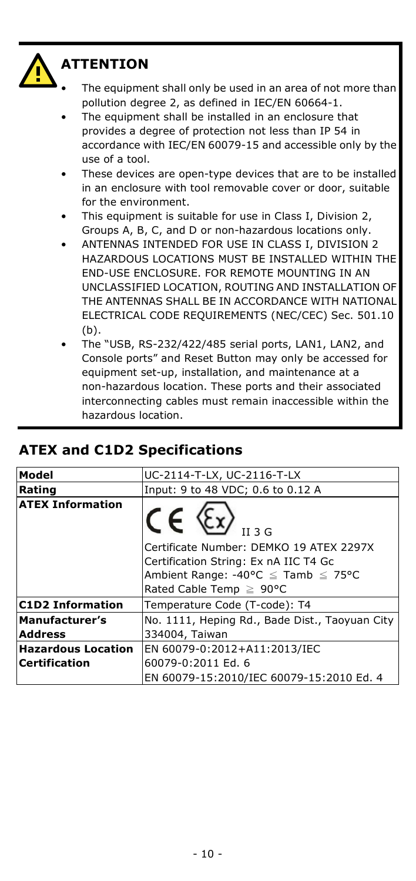**ATTENTION**

- The equipment shall only be used in an area of not more than pollution degree 2, as defined in IEC/EN 60664-1.
- The equipment shall be installed in an enclosure that provides a degree of protection not less than IP 54 in accordance with IEC/EN 60079-15 and accessible only by the use of a tool.
- These devices are open-type devices that are to be installed in an enclosure with tool removable cover or door, suitable for the environment.
- This equipment is suitable for use in Class I, Division 2, Groups A, B, C, and D or non-hazardous locations only.
- ANTENNAS INTENDED FOR USE IN CLASS I, DIVISION 2 HAZARDOUS LOCATIONS MUST BE INSTALLED WITHIN THE END-USE ENCLOSURE. FOR REMOTE MOUNTING IN AN UNCLASSIFIED LOCATION, ROUTING AND INSTALLATION OF THE ANTENNAS SHALL BE IN ACCORDANCE WITH NATIONAL ELECTRICAL CODE REQUIREMENTS (NEC/CEC) Sec. 501.10 (b).
- The "USB, RS-232/422/485 serial ports, LAN1, LAN2, and Console ports" and Reset Button may only be accessed for equipment set-up, installation, and maintenance at a non-hazardous location. These ports and their associated interconnecting cables must remain inaccessible within the hazardous location.

## ATEX and C1D2 Specifications

| | |
|---|---|
| **Model** | UC-2114-T-LX, UC-2116-T-LX |
| **Rating** | Input: 9 to 48 VDC; 0.6 to 0.12 A |
| **ATEX Information** | CE Ex II 3 G<br>Certificate Number: DEMKO 19 ATEX 2297X<br>Certification String: Ex nA IIC T4 Gc<br>Ambient Range: -40°C ≦ Tamb ≦ 75°C<br>Rated Cable Temp ≧ 90°C |
| **C1D2 Information** | Temperature Code (T-code): T4 |
| **Manufacturer's Address** | No. 1111, Heping Rd., Bade Dist., Taoyuan City 334004, Taiwan |
| **Hazardous Location Certification** | EN 60079-0:2012+A11:2013/IEC 60079-0:2011 Ed. 6<br>EN 60079-15:2010/IEC 60079-15:2010 Ed. 4 |